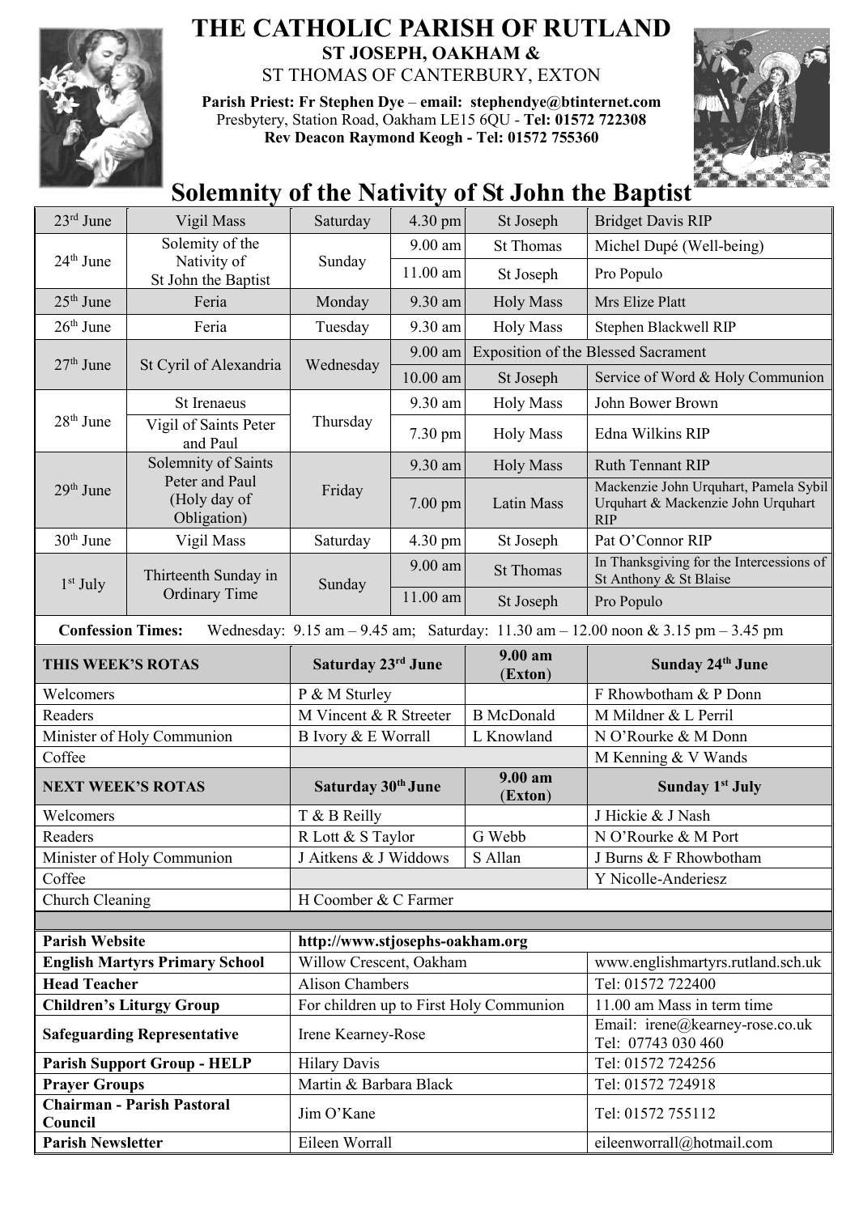# THE CATHOLIC PARISH OF RUTLAND

**ST JOSEPH, OAKHAM &**

ST THOMAS OF CANTERBURY, EXTON

**Parish Priest: Fr Stephen Dye – email: stephendye@btinternet.com**
Presbytery, Station Road, Oakham LE15 6QU - **Tel: 01572 722308**
**Rev Deacon Raymond Keogh - Tel: 01572 755360**

## Solemnity of the Nativity of St John the Baptist

| Date | Celebration | Day | Time | Location | Intention |
|---|---|---|---|---|---|
| 23rd June | Vigil Mass | Saturday | 4.30 pm | St Joseph | Bridget Davis RIP |
| 24th June | Solemity of the Nativity of St John the Baptist | Sunday | 9.00 am | St Thomas | Michel Dupé (Well-being) |
| | | | 11.00 am | St Joseph | Pro Populo |
| 25th June | Feria | Monday | 9.30 am | Holy Mass | Mrs Elize Platt |
| 26th June | Feria | Tuesday | 9.30 am | Holy Mass | Stephen Blackwell RIP |
| 27th June | St Cyril of Alexandria | Wednesday | 9.00 am | Exposition of the Blessed Sacrament | |
| | | | 10.00 am | St Joseph | Service of Word & Holy Communion |
| 28th June | St Irenaeus | Thursday | 9.30 am | Holy Mass | John Bower Brown |
| | Vigil of Saints Peter and Paul | | 7.30 pm | Holy Mass | Edna Wilkins RIP |
| 29th June | Solemnity of Saints Peter and Paul (Holy day of Obligation) | Friday | 9.30 am | Holy Mass | Ruth Tennant RIP |
| | | | 7.00 pm | Latin Mass | Mackenzie John Urquhart, Pamela Sybil Urquhart & Mackenzie John Urquhart RIP |
| 30th June | Vigil Mass | Saturday | 4.30 pm | St Joseph | Pat O'Connor RIP |
| 1st July | Thirteenth Sunday in Ordinary Time | Sunday | 9.00 am | St Thomas | In Thanksgiving for the Intercessions of St Anthony & St Blaise |
| | | | 11.00 am | St Joseph | Pro Populo |

**Confession Times:** Wednesday: 9.15 am – 9.45 am; Saturday: 11.30 am – 12.00 noon & 3.15 pm – 3.45 pm

| **THIS WEEK'S ROTAS** | **Saturday 23rd June** | **9.00 am (Exton)** | **Sunday 24th June** |
|---|---|---|---|
| Welcomers | P & M Sturley | | F Rhowbotham & P Donn |
| Readers | M Vincent & R Streeter | B McDonald | M Mildner & L Perril |
| Minister of Holy Communion | B Ivory & E Worrall | L Knowland | N O'Rourke & M Donn |
| Coffee | | | M Kenning & V Wands |
| **NEXT WEEK'S ROTAS** | **Saturday 30th June** | **9.00 am (Exton)** | **Sunday 1st July** |
| Welcomers | T & B Reilly | | J Hickie & J Nash |
| Readers | R Lott & S Taylor | G Webb | N O'Rourke & M Port |
| Minister of Holy Communion | J Aitkens & J Widdows | S Allan | J Burns & F Rhowbotham |
| Coffee | | | Y Nicolle-Anderiesz |
| Church Cleaning | H Coomber & C Farmer | | |

| | | |
|---|---|---|
| **Parish Website** | **http://www.stjosephs-oakham.org** | |
| **English Martyrs Primary School** | Willow Crescent, Oakham | www.englishmartyrs.rutland.sch.uk |
| **Head Teacher** | Alison Chambers | Tel: 01572 722400 |
| **Children's Liturgy Group** | For children up to First Holy Communion | 11.00 am Mass in term time |
| **Safeguarding Representative** | Irene Kearney-Rose | Email: irene@kearney-rose.co.uk Tel: 07743 030 460 |
| **Parish Support Group - HELP** | Hilary Davis | Tel: 01572 724256 |
| **Prayer Groups** | Martin & Barbara Black | Tel: 01572 724918 |
| **Chairman - Parish Pastoral Council** | Jim O'Kane | Tel: 01572 755112 |
| **Parish Newsletter** | Eileen Worrall | eileenworrall@hotmail.com |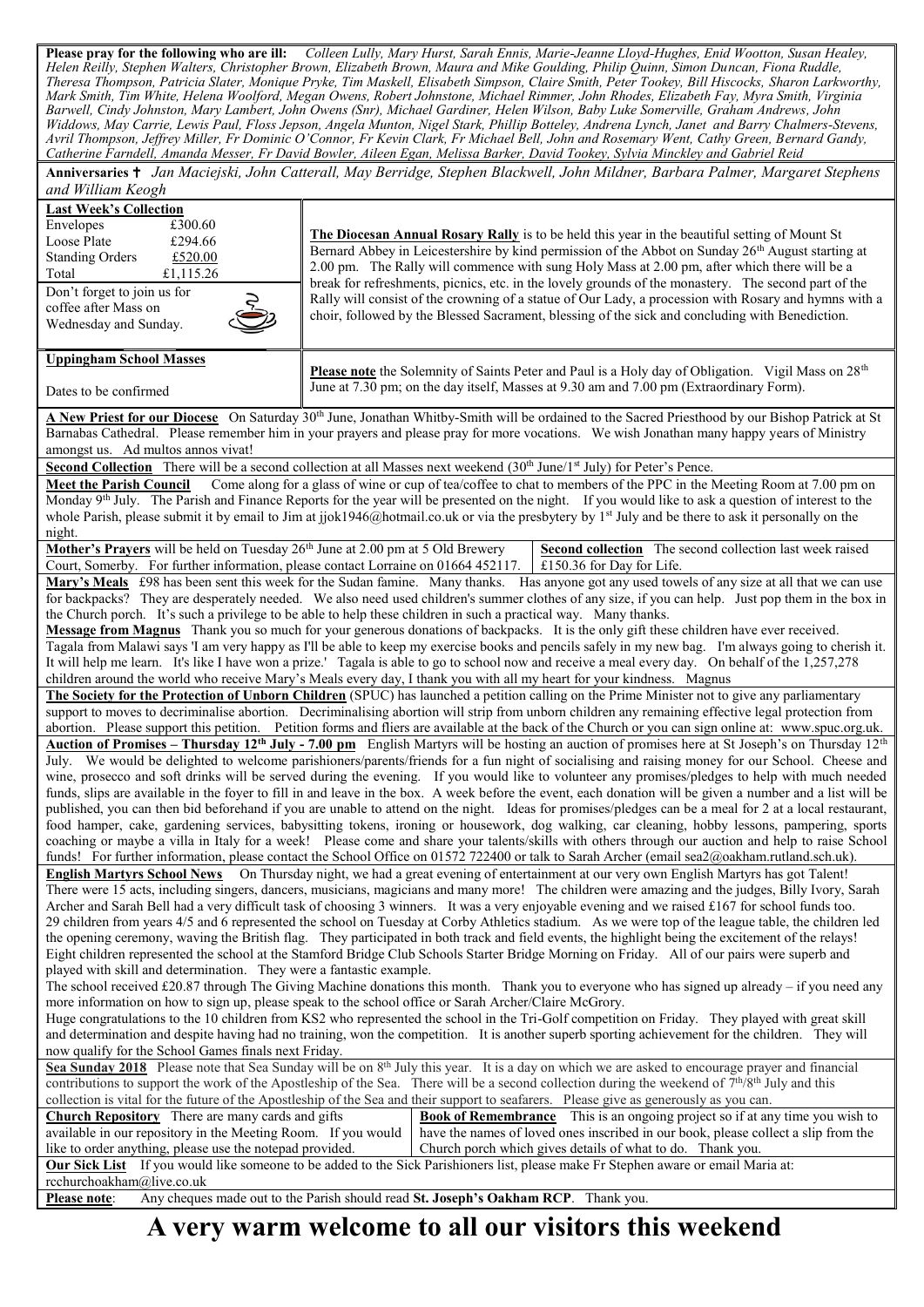**Please pray for the following who are ill:** *Colleen Lully, Mary Hurst, Sarah Ennis, Marie-Jeanne Lloyd-Hughes, Enid Wootton, Susan Healey, Helen Reilly, Stephen Walters, Christopher Brown, Elizabeth Brown, Maura and Mike Goulding, Philip Quinn, Simon Duncan, Fiona Ruddle, Theresa Thompson, Patricia Slater, Monique Pryke, Tim Maskell, Elisabeth Simpson, Claire Smith, Peter Tookey, Bill Hiscocks, Sharon Larkworthy, Mark Smith, Tim White, Helena Woolford, Megan Owens, Robert Johnstone, Michael Rimmer, John Rhodes, Elizabeth Fay, Myra Smith, Virginia Barwell, Cindy Johnston, Mary Lambert, John Owens (Snr), Michael Gardiner, Helen Wilson, Baby Luke Somerville, Graham Andrews, John Widdows, May Carrie, Lewis Paul, Floss Jepson, Angela Munton, Nigel Stark, Phillip Botteley, Andrena Lynch, Janet and Barry Chalmers-Stevens, Avril Thompson, Jeffrey Miller, Fr Dominic O'Connor, Fr Kevin Clark, Fr Michael Bell, John and Rosemary Went, Cathy Green, Bernard Gandy, Catherine Farndell, Amanda Messer, Fr David Bowler, Aileen Egan, Melissa Barker, David Tookey, Sylvia Minckley and Gabriel Reid*

**Anniversaries ✝** *Jan Maciejski, John Catterall, May Berridge, Stephen Blackwell, John Mildner, Barbara Palmer, Margaret Stephens and William Keogh*

**Last Week's Collection**

| | |
|---|---|
| Envelopes | £300.60 |
| Loose Plate | £294.66 |
| Standing Orders | £520.00 |
| Total | £1,115.26 |

Don't forget to join us for coffee after Mass on Wednesday and Sunday.

**The Diocesan Annual Rosary Rally** is to be held this year in the beautiful setting of Mount St Bernard Abbey in Leicestershire by kind permission of the Abbot on Sunday 26th August starting at 2.00 pm. The Rally will commence with sung Holy Mass at 2.00 pm, after which there will be a break for refreshments, picnics, etc. in the lovely grounds of the monastery. The second part of the Rally will consist of the crowning of a statue of Our Lady, a procession with Rosary and hymns with a choir, followed by the Blessed Sacrament, blessing of the sick and concluding with Benediction.

**Uppingham School Masses**

Dates to be confirmed

**Please note** the Solemnity of Saints Peter and Paul is a Holy day of Obligation. Vigil Mass on 28th June at 7.30 pm; on the day itself, Masses at 9.30 am and 7.00 pm (Extraordinary Form).

**A New Priest for our Diocese** On Saturday 30th June, Jonathan Whitby-Smith will be ordained to the Sacred Priesthood by our Bishop Patrick at St Barnabas Cathedral. Please remember him in your prayers and please pray for more vocations. We wish Jonathan many happy years of Ministry amongst us. Ad multos annos vivat!

**Second Collection** There will be a second collection at all Masses next weekend (30th June/1st July) for Peter's Pence.

**Meet the Parish Council** Come along for a glass of wine or cup of tea/coffee to chat to members of the PPC in the Meeting Room at 7.00 pm on Monday 9th July. The Parish and Finance Reports for the year will be presented on the night. If you would like to ask a question of interest to the whole Parish, please submit it by email to Jim at jjok1946@hotmail.co.uk or via the presbytery by 1st July and be there to ask it personally on the night.

**Mother's Prayers** will be held on Tuesday 26th June at 2.00 pm at 5 Old Brewery Court, Somerby. For further information, please contact Lorraine on 01664 452117.

**Second collection** The second collection last week raised £150.36 for Day for Life.

**Mary's Meals** £98 has been sent this week for the Sudan famine. Many thanks. Has anyone got any used towels of any size at all that we can use for backpacks? They are desperately needed. We also need used children's summer clothes of any size, if you can help. Just pop them in the box in the Church porch. It's such a privilege to be able to help these children in such a practical way. Many thanks.

**Message from Magnus** Thank you so much for your generous donations of backpacks. It is the only gift these children have ever received. Tagala from Malawi says 'I am very happy as I'll be able to keep my exercise books and pencils safely in my new bag. I'm always going to cherish it. It will help me learn. It's like I have won a prize.' Tagala is able to go to school now and receive a meal every day. On behalf of the 1,257,278 children around the world who receive Mary's Meals every day, I thank you with all my heart for your kindness. Magnus

**The Society for the Protection of Unborn Children** (SPUC) has launched a petition calling on the Prime Minister not to give any parliamentary support to moves to decriminalise abortion. Decriminalising abortion will strip from unborn children any remaining effective legal protection from abortion. Please support this petition. Petition forms and fliers are available at the back of the Church or you can sign online at: www.spuc.org.uk.

**Auction of Promises – Thursday 12th July - 7.00 pm** English Martyrs will be hosting an auction of promises here at St Joseph's on Thursday 12th July. We would be delighted to welcome parishioners/parents/friends for a fun night of socialising and raising money for our School. Cheese and wine, prosecco and soft drinks will be served during the evening. If you would like to volunteer any promises/pledges to help with much needed funds, slips are available in the foyer to fill in and leave in the box. A week before the event, each donation will be given a number and a list will be published, you can then bid beforehand if you are unable to attend on the night. Ideas for promises/pledges can be a meal for 2 at a local restaurant, food hamper, cake, gardening services, babysitting tokens, ironing or housework, dog walking, car cleaning, hobby lessons, pampering, sports coaching or maybe a villa in Italy for a week! Please come and share your talents/skills with others through our auction and help to raise School funds! For further information, please contact the School Office on 01572 722400 or talk to Sarah Archer (email sea2@oakham.rutland.sch.uk).

**English Martyrs School News** On Thursday night, we had a great evening of entertainment at our very own English Martyrs has got Talent! There were 15 acts, including singers, dancers, musicians, magicians and many more! The children were amazing and the judges, Billy Ivory, Sarah Archer and Sarah Bell had a very difficult task of choosing 3 winners. It was a very enjoyable evening and we raised £167 for school funds too.

29 children from years 4/5 and 6 represented the school on Tuesday at Corby Athletics stadium. As we were top of the league table, the children led the opening ceremony, waving the British flag. They participated in both track and field events, the highlight being the excitement of the relays!

Eight children represented the school at the Stamford Bridge Club Schools Starter Bridge Morning on Friday. All of our pairs were superb and played with skill and determination. They were a fantastic example.

The school received £20.87 through The Giving Machine donations this month. Thank you to everyone who has signed up already – if you need any more information on how to sign up, please speak to the school office or Sarah Archer/Claire McGrory.

Huge congratulations to the 10 children from KS2 who represented the school in the Tri-Golf competition on Friday. They played with great skill and determination and despite having had no training, won the competition. It is another superb sporting achievement for the children. They will now qualify for the School Games finals next Friday.

**Sea Sunday 2018** Please note that Sea Sunday will be on 8th July this year. It is a day on which we are asked to encourage prayer and financial contributions to support the work of the Apostleship of the Sea. There will be a second collection during the weekend of 7th/8th July and this collection is vital for the future of the Apostleship of the Sea and their support to seafarers. Please give as generously as you can.

**Church Repository** There are many cards and gifts available in our repository in the Meeting Room. If you would like to order anything, please use the notepad provided.

**Book of Remembrance** This is an ongoing project so if at any time you wish to have the names of loved ones inscribed in our book, please collect a slip from the Church porch which gives details of what to do. Thank you.

**Our Sick List** If you would like someone to be added to the Sick Parishioners list, please make Fr Stephen aware or email Maria at: rcchurchoakham@live.co.uk

**Please note**: Any cheques made out to the Parish should read **St. Joseph's Oakham RCP**. Thank you.

# A very warm welcome to all our visitors this weekend